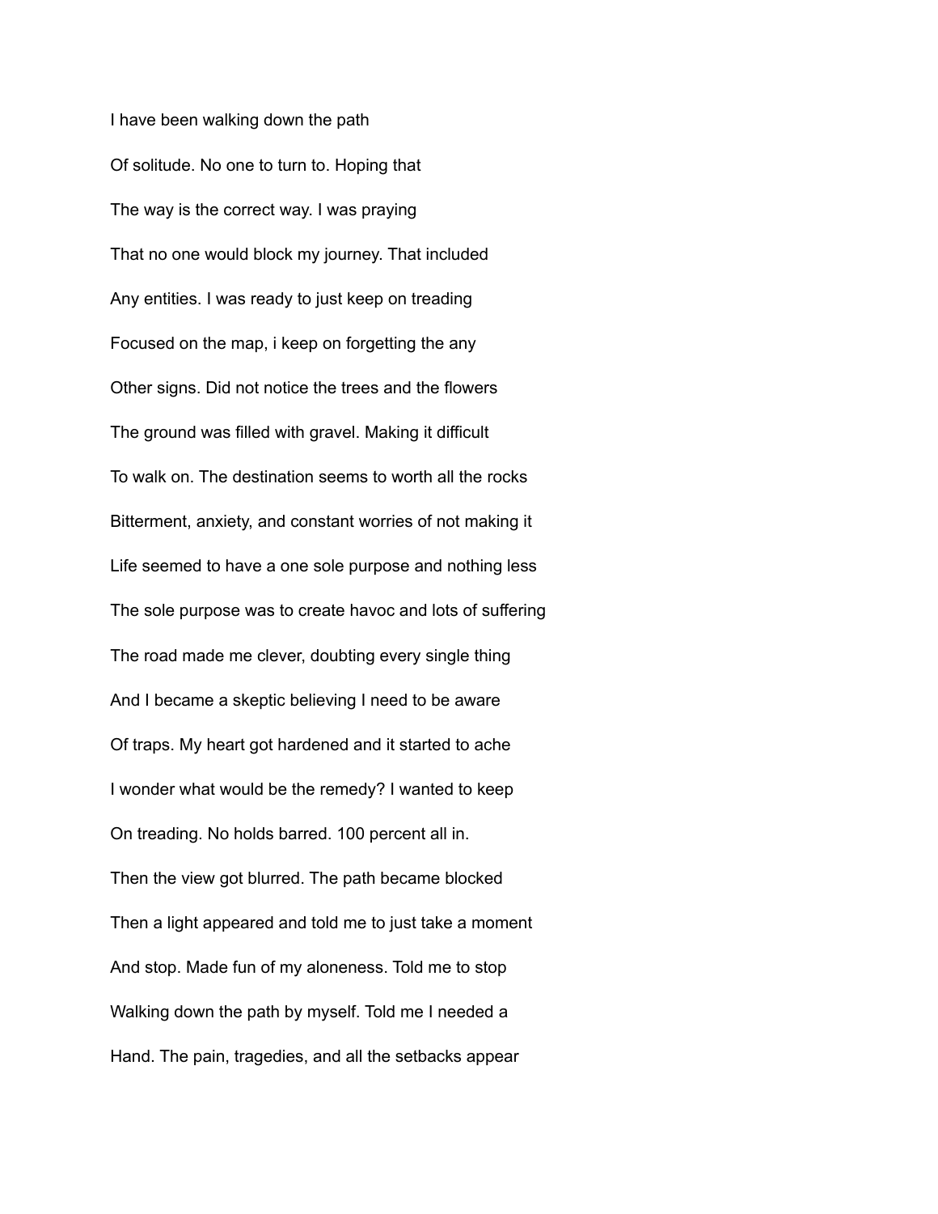I have been walking down the path

Of solitude. No one to turn to. Hoping that

The way is the correct way. I was praying

That no one would block my journey. That included

Any entities. I was ready to just keep on treading

Focused on the map, i keep on forgetting the any

Other signs. Did not notice the trees and the flowers

The ground was filled with gravel. Making it difficult

To walk on. The destination seems to worth all the rocks

Bitterment, anxiety, and constant worries of not making it

Life seemed to have a one sole purpose and nothing less

The sole purpose was to create havoc and lots of suffering

The road made me clever, doubting every single thing

And I became a skeptic believing I need to be aware

Of traps. My heart got hardened and it started to ache

I wonder what would be the remedy? I wanted to keep

On treading. No holds barred. 100 percent all in.

Then the view got blurred. The path became blocked

Then a light appeared and told me to just take a moment

And stop. Made fun of my aloneness. Told me to stop

Walking down the path by myself. Told me I needed a

Hand. The pain, tragedies, and all the setbacks appear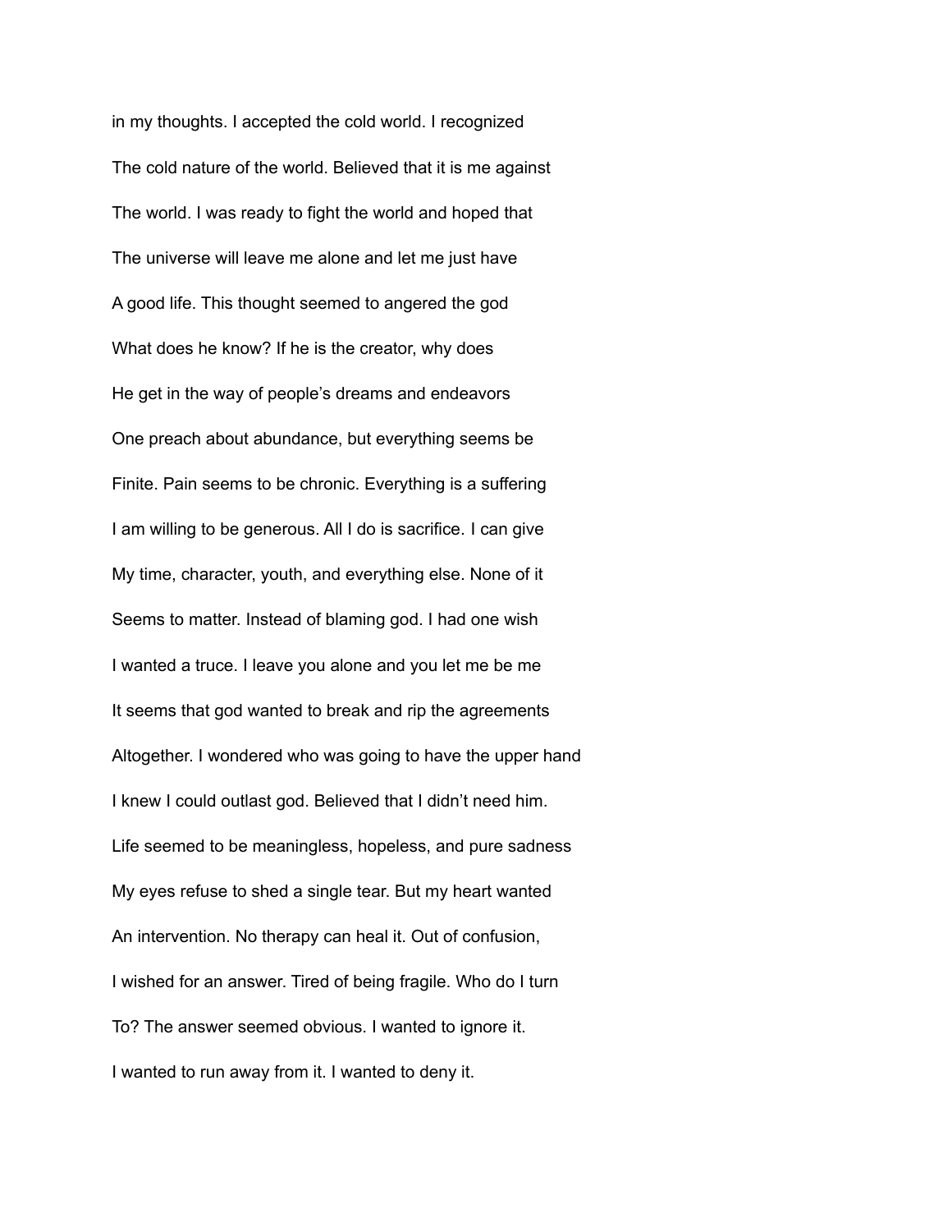in my thoughts. I accepted the cold world. I recognized

The cold nature of the world. Believed that it is me against

The world. I was ready to fight the world and hoped that

The universe will leave me alone and let me just have

A good life. This thought seemed to angered the god

What does he know? If he is the creator, why does

He get in the way of people's dreams and endeavors

One preach about abundance, but everything seems be

Finite. Pain seems to be chronic. Everything is a suffering

I am willing to be generous. All I do is sacrifice. I can give

My time, character, youth, and everything else. None of it

Seems to matter. Instead of blaming god. I had one wish

I wanted a truce. I leave you alone and you let me be me

It seems that god wanted to break and rip the agreements

Altogether. I wondered who was going to have the upper hand

I knew I could outlast god. Believed that I didn't need him.

Life seemed to be meaningless, hopeless, and pure sadness

My eyes refuse to shed a single tear. But my heart wanted

An intervention. No therapy can heal it. Out of confusion,

I wished for an answer. Tired of being fragile. Who do I turn

To? The answer seemed obvious. I wanted to ignore it.

I wanted to run away from it. I wanted to deny it.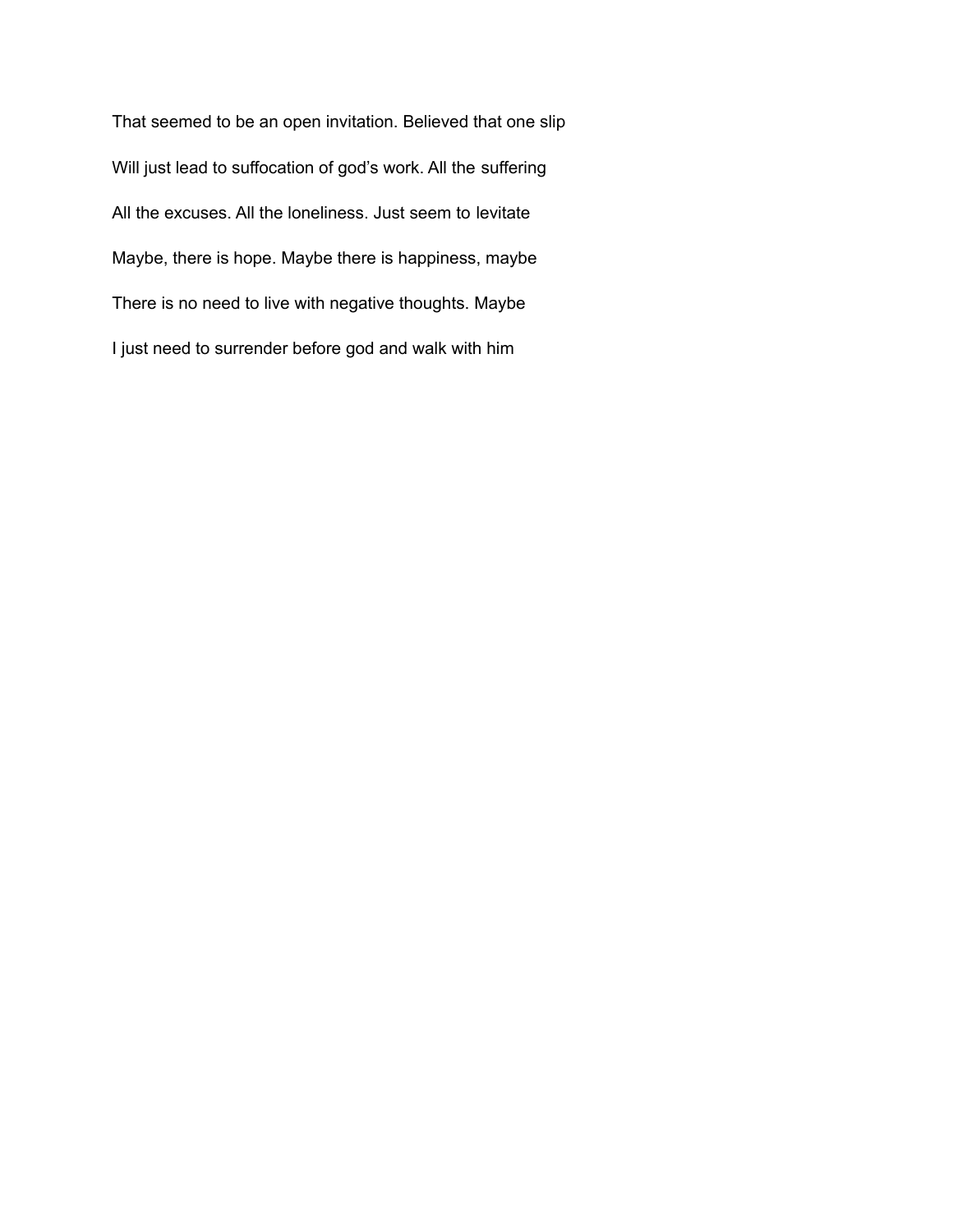That seemed to be an open invitation. Believed that one slip

Will just lead to suffocation of god’s work. All the suffering

All the excuses. All the loneliness. Just seem to levitate

Maybe, there is hope. Maybe there is happiness, maybe

There is no need to live with negative thoughts. Maybe

I just need to surrender before god and walk with him